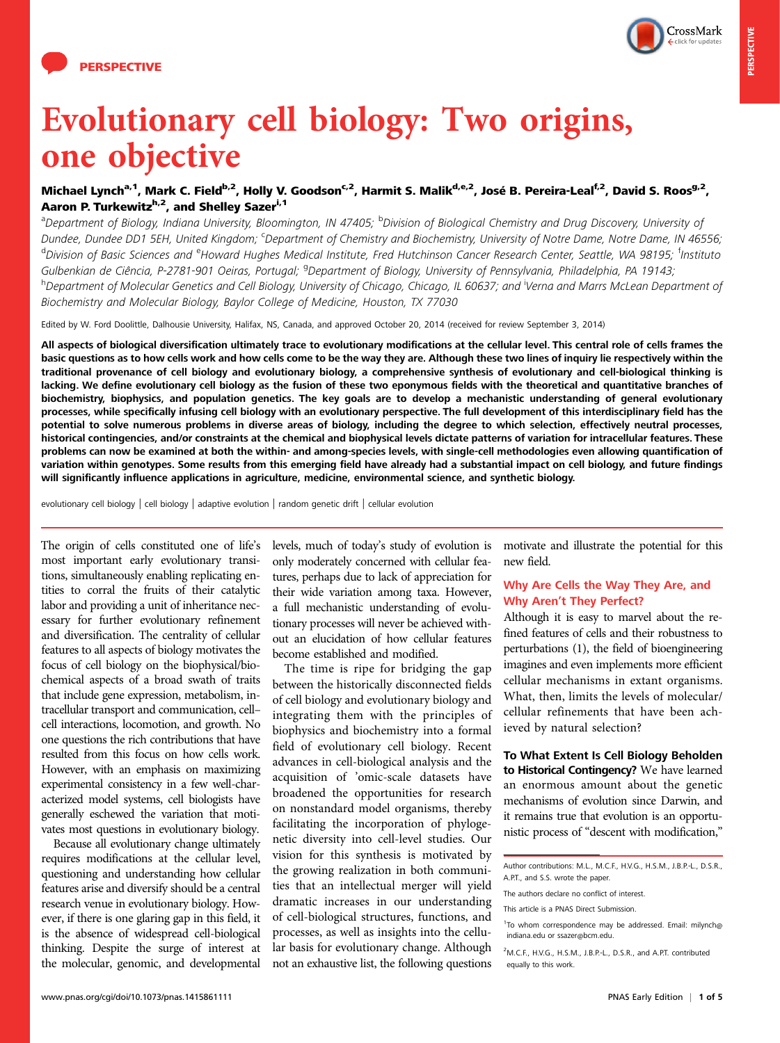PERSPECTIVE

# Evolutionary cell biology: Two origins, one objective

**Michael Lynch[a,1], Mark C. Field[b,2], Holly V. Goodson[c,2], Harmit S. Malik[d,e,2], José B. Pereira-Leal[f,2], David S. Roos[g,2], Aaron P. Turkewitz[h,2], and Shelley Sazer[i,1]**

[a]Department of Biology, Indiana University, Bloomington, IN 47405; [b]Division of Biological Chemistry and Drug Discovery, University of Dundee, Dundee DD1 5EH, United Kingdom; [c]Department of Chemistry and Biochemistry, University of Notre Dame, Notre Dame, IN 46556; [d]Division of Basic Sciences and [e]Howard Hughes Medical Institute, Fred Hutchinson Cancer Research Center, Seattle, WA 98195; [f]Instituto Gulbenkian de Ciência, P-2781-901 Oeiras, Portugal; [g]Department of Biology, University of Pennsylvania, Philadelphia, PA 19143; [h]Department of Molecular Genetics and Cell Biology, University of Chicago, Chicago, IL 60637; and [i]Verna and Marrs McLean Department of Biochemistry and Molecular Biology, Baylor College of Medicine, Houston, TX 77030

Edited by W. Ford Doolittle, Dalhousie University, Halifax, NS, Canada, and approved October 20, 2014 (received for review September 3, 2014)

**All aspects of biological diversification ultimately trace to evolutionary modifications at the cellular level. This central role of cells frames the basic questions as to how cells work and how cells come to be the way they are. Although these two lines of inquiry lie respectively within the traditional provenance of cell biology and evolutionary biology, a comprehensive synthesis of evolutionary and cell-biological thinking is lacking. We define evolutionary cell biology as the fusion of these two eponymous fields with the theoretical and quantitative branches of biochemistry, biophysics, and population genetics. The key goals are to develop a mechanistic understanding of general evolutionary processes, while specifically infusing cell biology with an evolutionary perspective. The full development of this interdisciplinary field has the potential to solve numerous problems in diverse areas of biology, including the degree to which selection, effectively neutral processes, historical contingencies, and/or constraints at the chemical and biophysical levels dictate patterns of variation for intracellular features. These problems can now be examined at both the within- and among-species levels, with single-cell methodologies even allowing quantification of variation within genotypes. Some results from this emerging field have already had a substantial impact on cell biology, and future findings will significantly influence applications in agriculture, medicine, environmental science, and synthetic biology.**

evolutionary cell biology | cell biology | adaptive evolution | random genetic drift | cellular evolution

The origin of cells constituted one of life's most important early evolutionary transitions, simultaneously enabling replicating entities to corral the fruits of their catalytic labor and providing a unit of inheritance necessary for further evolutionary refinement and diversification. The centrality of cellular features to all aspects of biology motivates the focus of cell biology on the biophysical/biochemical aspects of a broad swath of traits that include gene expression, metabolism, intracellular transport and communication, cell–cell interactions, locomotion, and growth. No one questions the rich contributions that have resulted from this focus on how cells work. However, with an emphasis on maximizing experimental consistency in a few well-characterized model systems, cell biologists have generally eschewed the variation that motivates most questions in evolutionary biology.

Because all evolutionary change ultimately requires modifications at the cellular level, questioning and understanding how cellular features arise and diversify should be a central research venue in evolutionary biology. However, if there is one glaring gap in this field, it is the absence of widespread cell-biological thinking. Despite the surge of interest at the molecular, genomic, and developmental levels, much of today's study of evolution is only moderately concerned with cellular features, perhaps due to lack of appreciation for their wide variation among taxa. However, a full mechanistic understanding of evolutionary processes will never be achieved without an elucidation of how cellular features become established and modified.

The time is ripe for bridging the gap between the historically disconnected fields of cell biology and evolutionary biology and integrating them with the principles of biophysics and biochemistry into a formal field of evolutionary cell biology. Recent advances in cell-biological analysis and the acquisition of 'omic-scale datasets have broadened the opportunities for research on nonstandard model organisms, thereby facilitating the incorporation of phylogenetic diversity into cell-level studies. Our vision for this synthesis is motivated by the growing realization in both communities that an intellectual merger will yield dramatic increases in our understanding of cell-biological structures, functions, and processes, as well as insights into the cellular basis for evolutionary change. Although not an exhaustive list, the following questions motivate and illustrate the potential for this new field.

## Why Are Cells the Way They Are, and Why Aren't They Perfect?

Although it is easy to marvel about the refined features of cells and their robustness to perturbations (1), the field of bioengineering imagines and even implements more efficient cellular mechanisms in extant organisms. What, then, limits the levels of molecular/cellular refinements that have been achieved by natural selection?

**To What Extent Is Cell Biology Beholden to Historical Contingency?** We have learned an enormous amount about the genetic mechanisms of evolution since Darwin, and it remains true that evolution is an opportunistic process of "descent with modification,"

Author contributions: M.L., M.C.F., H.V.G., H.S.M., J.B.P.-L., D.S.R., A.P.T., and S.S. wrote the paper.

The authors declare no conflict of interest.

This article is a PNAS Direct Submission.

[1]To whom correspondence may be addressed. Email: milynch@indiana.edu or ssazer@bcm.edu.

[2]M.C.F., H.V.G., H.S.M., J.B.P.-L., D.S.R., and A.P.T. contributed equally to this work.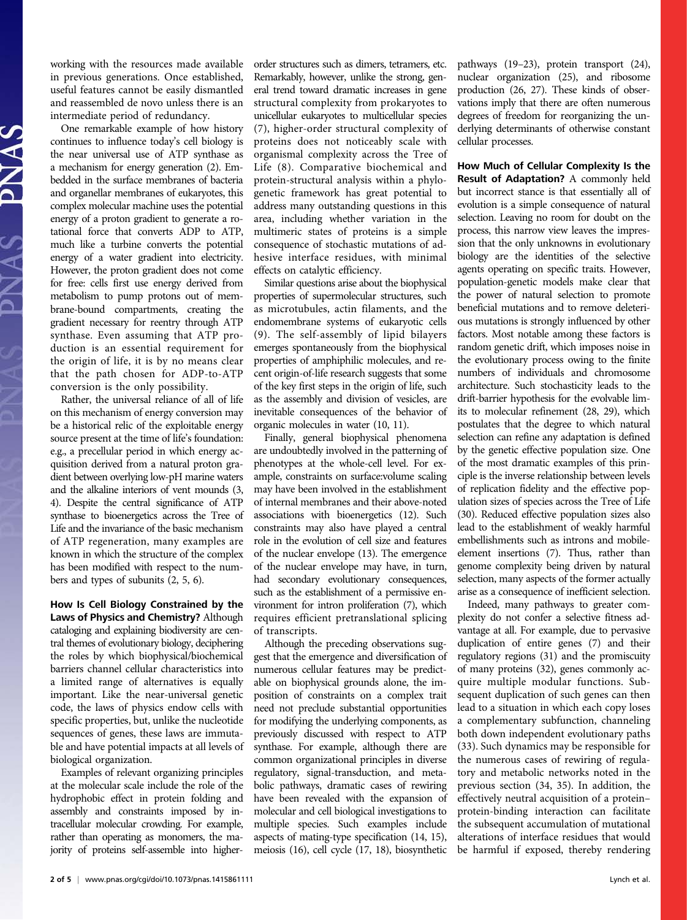working with the resources made available in previous generations. Once established, useful features cannot be easily dismantled and reassembled de novo unless there is an intermediate period of redundancy.

One remarkable example of how history continues to influence today's cell biology is the near universal use of ATP synthase as a mechanism for energy generation (2). Embedded in the surface membranes of bacteria and organellar membranes of eukaryotes, this complex molecular machine uses the potential energy of a proton gradient to generate a rotational force that converts ADP to ATP, much like a turbine converts the potential energy of a water gradient into electricity. However, the proton gradient does not come for free: cells first use energy derived from metabolism to pump protons out of membrane-bound compartments, creating the gradient necessary for reentry through ATP synthase. Even assuming that ATP production is an essential requirement for the origin of life, it is by no means clear that the path chosen for ADP-to-ATP conversion is the only possibility.

Rather, the universal reliance of all of life on this mechanism of energy conversion may be a historical relic of the exploitable energy source present at the time of life's foundation: e.g., a precellular period in which energy acquisition derived from a natural proton gradient between overlying low-pH marine waters and the alkaline interiors of vent mounds (3, 4). Despite the central significance of ATP synthase to bioenergetics across the Tree of Life and the invariance of the basic mechanism of ATP regeneration, many examples are known in which the structure of the complex has been modified with respect to the numbers and types of subunits (2, 5, 6).

**How Is Cell Biology Constrained by the Laws of Physics and Chemistry?** Although cataloging and explaining biodiversity are central themes of evolutionary biology, deciphering the roles by which biophysical/biochemical barriers channel cellular characteristics into a limited range of alternatives is equally important. Like the near-universal genetic code, the laws of physics endow cells with specific properties, but, unlike the nucleotide sequences of genes, these laws are immutable and have potential impacts at all levels of biological organization.

Examples of relevant organizing principles at the molecular scale include the role of the hydrophobic effect in protein folding and assembly and constraints imposed by intracellular molecular crowding. For example, rather than operating as monomers, the majority of proteins self-assemble into higher-order structures such as dimers, tetramers, etc. Remarkably, however, unlike the strong, general trend toward dramatic increases in gene structural complexity from prokaryotes to unicellular eukaryotes to multicellular species (7), higher-order structural complexity of proteins does not noticeably scale with organismal complexity across the Tree of Life (8). Comparative biochemical and protein-structural analysis within a phylogenetic framework has great potential to address many outstanding questions in this area, including whether variation in the multimeric states of proteins is a simple consequence of stochastic mutations of adhesive interface residues, with minimal effects on catalytic efficiency.

Similar questions arise about the biophysical properties of supermolecular structures, such as microtubules, actin filaments, and the endomembrane systems of eukaryotic cells (9). The self-assembly of lipid bilayers emerges spontaneously from the biophysical properties of amphiphilic molecules, and recent origin-of-life research suggests that some of the key first steps in the origin of life, such as the assembly and division of vesicles, are inevitable consequences of the behavior of organic molecules in water (10, 11).

Finally, general biophysical phenomena are undoubtedly involved in the patterning of phenotypes at the whole-cell level. For example, constraints on surface:volume scaling may have been involved in the establishment of internal membranes and their above-noted associations with bioenergetics (12). Such constraints may also have played a central role in the evolution of cell size and features of the nuclear envelope (13). The emergence of the nuclear envelope may have, in turn, had secondary evolutionary consequences, such as the establishment of a permissive environment for intron proliferation (7), which requires efficient pretranslational splicing of transcripts.

Although the preceding observations suggest that the emergence and diversification of numerous cellular features may be predictable on biophysical grounds alone, the imposition of constraints on a complex trait need not preclude substantial opportunities for modifying the underlying components, as previously discussed with respect to ATP synthase. For example, although there are common organizational principles in diverse regulatory, signal-transduction, and metabolic pathways, dramatic cases of rewiring have been revealed with the expansion of molecular and cell biological investigations to multiple species. Such examples include aspects of mating-type specification (14, 15), meiosis (16), cell cycle (17, 18), biosynthetic pathways (19–23), protein transport (24), nuclear organization (25), and ribosome production (26, 27). These kinds of observations imply that there are often numerous degrees of freedom for reorganizing the underlying determinants of otherwise constant cellular processes.

**How Much of Cellular Complexity Is the Result of Adaptation?** A commonly held but incorrect stance is that essentially all of evolution is a simple consequence of natural selection. Leaving no room for doubt on the process, this narrow view leaves the impression that the only unknowns in evolutionary biology are the identities of the selective agents operating on specific traits. However, population-genetic models make clear that the power of natural selection to promote beneficial mutations and to remove deleterious mutations is strongly influenced by other factors. Most notable among these factors is random genetic drift, which imposes noise in the evolutionary process owing to the finite numbers of individuals and chromosome architecture. Such stochasticity leads to the drift-barrier hypothesis for the evolvable limits to molecular refinement (28, 29), which postulates that the degree to which natural selection can refine any adaptation is defined by the genetic effective population size. One of the most dramatic examples of this principle is the inverse relationship between levels of replication fidelity and the effective population sizes of species across the Tree of Life (30). Reduced effective population sizes also lead to the establishment of weakly harmful embellishments such as introns and mobile-element insertions (7). Thus, rather than genome complexity being driven by natural selection, many aspects of the former actually arise as a consequence of inefficient selection.

Indeed, many pathways to greater complexity do not confer a selective fitness advantage at all. For example, due to pervasive duplication of entire genes (7) and their regulatory regions (31) and the promiscuity of many proteins (32), genes commonly acquire multiple modular functions. Subsequent duplication of such genes can then lead to a situation in which each copy loses a complementary subfunction, channeling both down independent evolutionary paths (33). Such dynamics may be responsible for the numerous cases of rewiring of regulatory and metabolic networks noted in the previous section (34, 35). In addition, the effectively neutral acquisition of a protein–protein-binding interaction can facilitate the subsequent accumulation of mutational alterations of interface residues that would be harmful if exposed, thereby rendering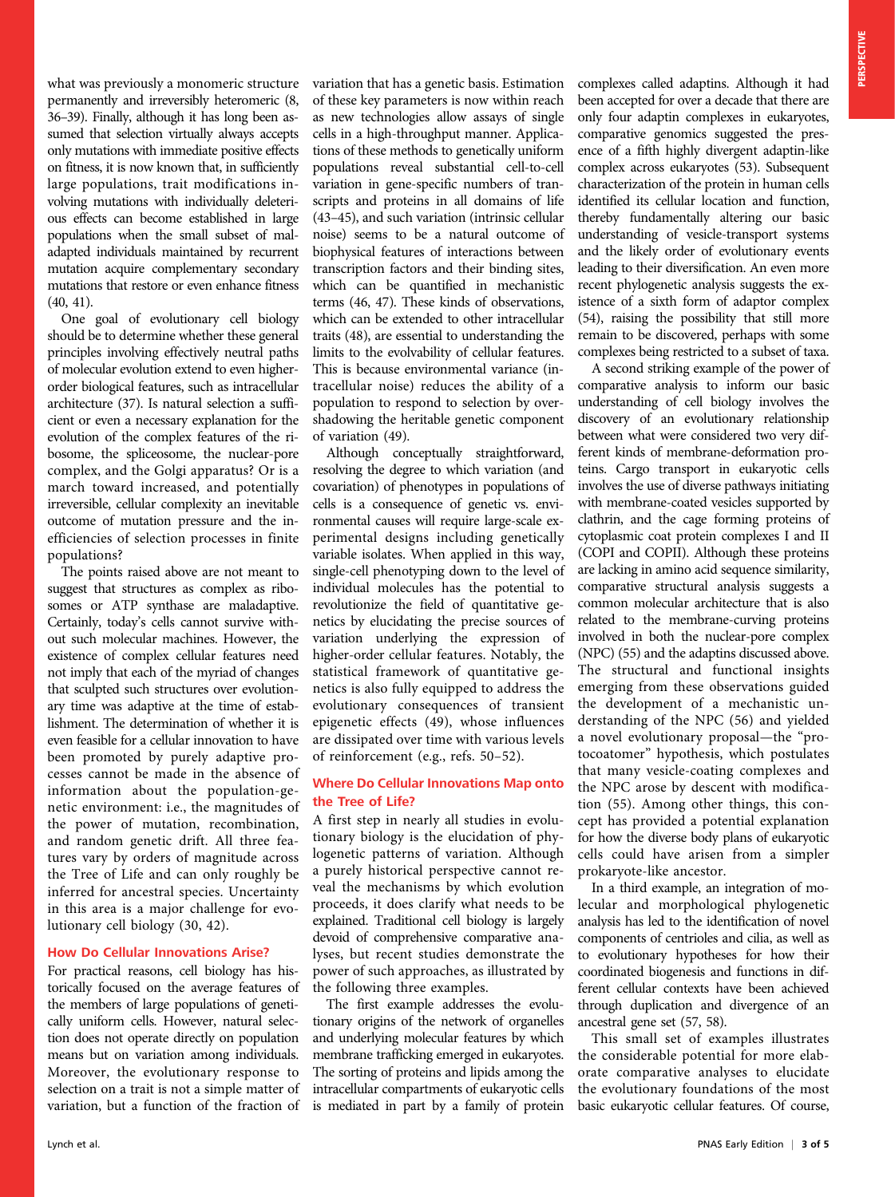what was previously a monomeric structure permanently and irreversibly heteromeric (8, 36–39). Finally, although it has long been assumed that selection virtually always accepts only mutations with immediate positive effects on fitness, it is now known that, in sufficiently large populations, trait modifications involving mutations with individually deleterious effects can become established in large populations when the small subset of maladapted individuals maintained by recurrent mutation acquire complementary secondary mutations that restore or even enhance fitness (40, 41).

One goal of evolutionary cell biology should be to determine whether these general principles involving effectively neutral paths of molecular evolution extend to even higher-order biological features, such as intracellular architecture (37). Is natural selection a sufficient or even a necessary explanation for the evolution of the complex features of the ribosome, the spliceosome, the nuclear-pore complex, and the Golgi apparatus? Or is a march toward increased, and potentially irreversible, cellular complexity an inevitable outcome of mutation pressure and the inefficiencies of selection processes in finite populations?

The points raised above are not meant to suggest that structures as complex as ribosomes or ATP synthase are maladaptive. Certainly, today's cells cannot survive without such molecular machines. However, the existence of complex cellular features need not imply that each of the myriad of changes that sculpted such structures over evolutionary time was adaptive at the time of establishment. The determination of whether it is even feasible for a cellular innovation to have been promoted by purely adaptive processes cannot be made in the absence of information about the population-genetic environment: i.e., the magnitudes of the power of mutation, recombination, and random genetic drift. All three features vary by orders of magnitude across the Tree of Life and can only roughly be inferred for ancestral species. Uncertainty in this area is a major challenge for evolutionary cell biology (30, 42).

## How Do Cellular Innovations Arise?

For practical reasons, cell biology has historically focused on the average features of the members of large populations of genetically uniform cells. However, natural selection does not operate directly on population means but on variation among individuals. Moreover, the evolutionary response to selection on a trait is not a simple matter of variation, but a function of the fraction of variation that has a genetic basis. Estimation of these key parameters is now within reach as new technologies allow assays of single cells in a high-throughput manner. Applications of these methods to genetically uniform populations reveal substantial cell-to-cell variation in gene-specific numbers of transcripts and proteins in all domains of life (43–45), and such variation (intrinsic cellular noise) seems to be a natural outcome of biophysical features of interactions between transcription factors and their binding sites, which can be quantified in mechanistic terms (46, 47). These kinds of observations, which can be extended to other intracellular traits (48), are essential to understanding the limits to the evolvability of cellular features. This is because environmental variance (intracellular noise) reduces the ability of a population to respond to selection by overshadowing the heritable genetic component of variation (49).

Although conceptually straightforward, resolving the degree to which variation (and covariation) of phenotypes in populations of cells is a consequence of genetic vs. environmental causes will require large-scale experimental designs including genetically variable isolates. When applied in this way, single-cell phenotyping down to the level of individual molecules has the potential to revolutionize the field of quantitative genetics by elucidating the precise sources of variation underlying the expression of higher-order cellular features. Notably, the statistical framework of quantitative genetics is also fully equipped to address the evolutionary consequences of transient epigenetic effects (49), whose influences are dissipated over time with various levels of reinforcement (e.g., refs. 50–52).

## Where Do Cellular Innovations Map onto the Tree of Life?

A first step in nearly all studies in evolutionary biology is the elucidation of phylogenetic patterns of variation. Although a purely historical perspective cannot reveal the mechanisms by which evolution proceeds, it does clarify what needs to be explained. Traditional cell biology is largely devoid of comprehensive comparative analyses, but recent studies demonstrate the power of such approaches, as illustrated by the following three examples.

The first example addresses the evolutionary origins of the network of organelles and underlying molecular features by which membrane trafficking emerged in eukaryotes. The sorting of proteins and lipids among the intracellular compartments of eukaryotic cells is mediated in part by a family of protein complexes called adaptins. Although it had been accepted for over a decade that there are only four adaptin complexes in eukaryotes, comparative genomics suggested the presence of a fifth highly divergent adaptin-like complex across eukaryotes (53). Subsequent characterization of the protein in human cells identified its cellular location and function, thereby fundamentally altering our basic understanding of vesicle-transport systems and the likely order of evolutionary events leading to their diversification. An even more recent phylogenetic analysis suggests the existence of a sixth form of adaptor complex (54), raising the possibility that still more remain to be discovered, perhaps with some complexes being restricted to a subset of taxa.

A second striking example of the power of comparative analysis to inform our basic understanding of cell biology involves the discovery of an evolutionary relationship between what were considered two very different kinds of membrane-deformation proteins. Cargo transport in eukaryotic cells involves the use of diverse pathways initiating with membrane-coated vesicles supported by clathrin, and the cage forming proteins of cytoplasmic coat protein complexes I and II (COPI and COPII). Although these proteins are lacking in amino acid sequence similarity, comparative structural analysis suggests a common molecular architecture that is also related to the membrane-curving proteins involved in both the nuclear-pore complex (NPC) (55) and the adaptins discussed above. The structural and functional insights emerging from these observations guided the development of a mechanistic understanding of the NPC (56) and yielded a novel evolutionary proposal—the "protocoatomer" hypothesis, which postulates that many vesicle-coating complexes and the NPC arose by descent with modification (55). Among other things, this concept has provided a potential explanation for how the diverse body plans of eukaryotic cells could have arisen from a simpler prokaryote-like ancestor.

In a third example, an integration of molecular and morphological phylogenetic analysis has led to the identification of novel components of centrioles and cilia, as well as to evolutionary hypotheses for how their coordinated biogenesis and functions in different cellular contexts have been achieved through duplication and divergence of an ancestral gene set (57, 58).

This small set of examples illustrates the considerable potential for more elaborate comparative analyses to elucidate the evolutionary foundations of the most basic eukaryotic cellular features. Of course,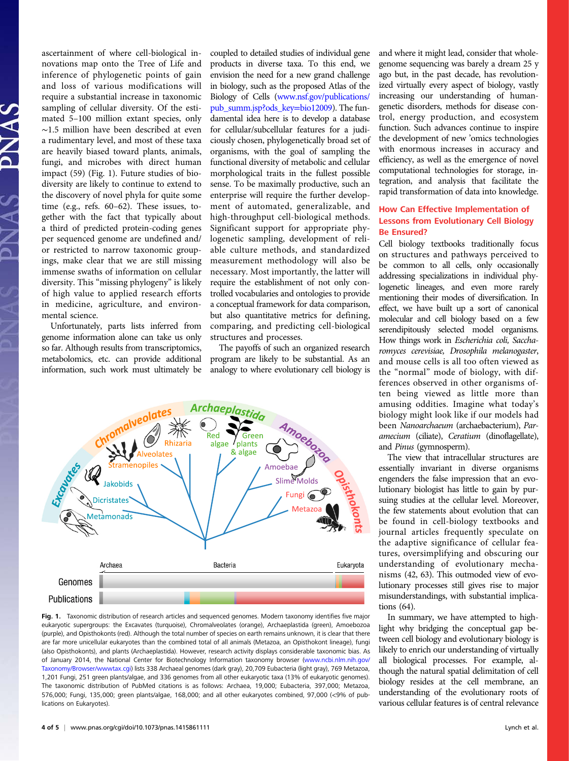ascertainment of where cell-biological innovations map onto the Tree of Life and inference of phylogenetic points of gain and loss of various modifications will require a substantial increase in taxonomic sampling of cellular diversity. Of the estimated 5–100 million extant species, only ∼1.5 million have been described at even a rudimentary level, and most of these taxa are heavily biased toward plants, animals, fungi, and microbes with direct human impact (59) (Fig. 1). Future studies of biodiversity are likely to continue to extend to the discovery of novel phyla for quite some time (e.g., refs. 60–62). These issues, together with the fact that typically about a third of predicted protein-coding genes per sequenced genome are undefined and/or restricted to narrow taxonomic groupings, make clear that we are still missing immense swaths of information on cellular diversity. This "missing phylogeny" is likely of high value to applied research efforts in medicine, agriculture, and environmental science.

Unfortunately, parts lists inferred from genome information alone can take us only so far. Although results from transcriptomics, metabolomics, etc. can provide additional information, such work must ultimately be coupled to detailed studies of individual gene products in diverse taxa. To this end, we envision the need for a new grand challenge in biology, such as the proposed Atlas of the Biology of Cells (www.nsf.gov/publications/pub_summ.jsp?ods_key=bio12009). The fundamental idea here is to develop a database for cellular/subcellular features for a judiciously chosen, phylogenetically broad set of organisms, with the goal of sampling the functional diversity of metabolic and cellular morphological traits in the fullest possible sense. To be maximally productive, such an enterprise will require the further development of automated, generalizable, and high-throughput cell-biological methods. Significant support for appropriate phylogenetic sampling, development of reliable culture methods, and standardized measurement methodology will also be necessary. Most importantly, the latter will require the establishment of not only controlled vocabularies and ontologies to provide a conceptual framework for data comparison, but also quantitative metrics for defining, comparing, and predicting cell-biological structures and processes.

The payoffs of such an organized research program are likely to be substantial. As an analogy to where evolutionary cell biology is and where it might lead, consider that whole-genome sequencing was barely a dream 25 y ago but, in the past decade, has revolutionized virtually every aspect of biology, vastly increasing our understanding of human-genetic disorders, methods for disease control, energy production, and ecosystem function. Such advances continue to inspire the development of new 'omics technologies with enormous increases in accuracy and efficiency, as well as the emergence of novel computational technologies for storage, integration, and analysis that facilitate the rapid transformation of data into knowledge.

## How Can Effective Implementation of Lessons from Evolutionary Cell Biology Be Ensured?

Cell biology textbooks traditionally focus on structures and pathways perceived to be common to all cells, only occasionally addressing specializations in individual phylogenetic lineages, and even more rarely mentioning their modes of diversification. In effect, we have built up a sort of canonical molecular and cell biology based on a few serendipitously selected model organisms. How things work in *Escherichia coli, Saccharomyces cerevisiae, Drosophila melanogaster*, and mouse cells is all too often viewed as the "normal" mode of biology, with differences observed in other organisms often being viewed as little more than amusing oddities. Imagine what today's biology might look like if our models had been *Nanoarchaeum* (archaebacterium), *Paramecium* (ciliate), *Ceratium* (dinoflagellate), and *Pinus* (gymnosperm).

The view that intracellular structures are essentially invariant in diverse organisms engenders the false impression that an evolutionary biologist has little to gain by pursuing studies at the cellular level. Moreover, the few statements about evolution that can be found in cell-biology textbooks and journal articles frequently speculate on the adaptive significance of cellular features, oversimplifying and obscuring our understanding of evolutionary mechanisms (42, 63). This outmoded view of evolutionary processes still gives rise to major misunderstandings, with substantial implications (64).

In summary, we have attempted to highlight why bridging the conceptual gap between cell biology and evolutionary biology is likely to enrich our understanding of virtually all biological processes. For example, although the natural spatial delimitation of cell biology resides at the cell membrane, an understanding of the evolutionary roots of various cellular features is of central relevance

Chromalveolates
Archaeplastida
Amoebozoa
Opisthokonts
Excavates
Rhizaria
Alveolates
Stramenopiles
Red algae
Green plants & algae
Amoebae
Slime Molds
Fungi
Metazoa
Jakobids
Dicristates
Metamonads
Archaea
Bacteria
Eukaryota
Genomes
Publications

**Fig. 1.** Taxonomic distribution of research articles and sequenced genomes. Modern taxonomy identifies five major eukaryotic supergroups: the Excavates (turquoise), Chromalveolates (orange), Archaeplastida (green), Amoebozoa (purple), and Opisthokonts (red). Although the total number of species on earth remains unknown, it is clear that there are far more unicellular eukaryotes than the combined total of all animals (Metazoa, an Opisthokont lineage), fungi (also Opisthokonts), and plants (Archaeplastida). However, research activity displays considerable taxonomic bias. As of January 2014, the National Center for Biotechnology Information taxonomy browser (www.ncbi.nlm.nih.gov/Taxonomy/Browser/wwwtax.cgi) lists 338 Archaeal genomes (dark gray), 20,709 Eubacteria (light gray), 769 Metazoa, 1,201 Fungi, 251 green plants/algae, and 336 genomes from all other eukaryotic taxa (13% of eukaryotic genomes). The taxonomic distribution of PubMed citations is as follows: Archaea, 19,000; Eubacteria, 397,000; Metazoa, 576,000; Fungi, 135,000; green plants/algae, 168,000; and all other eukaryotes combined, 97,000 (<9% of publications on Eukaryotes).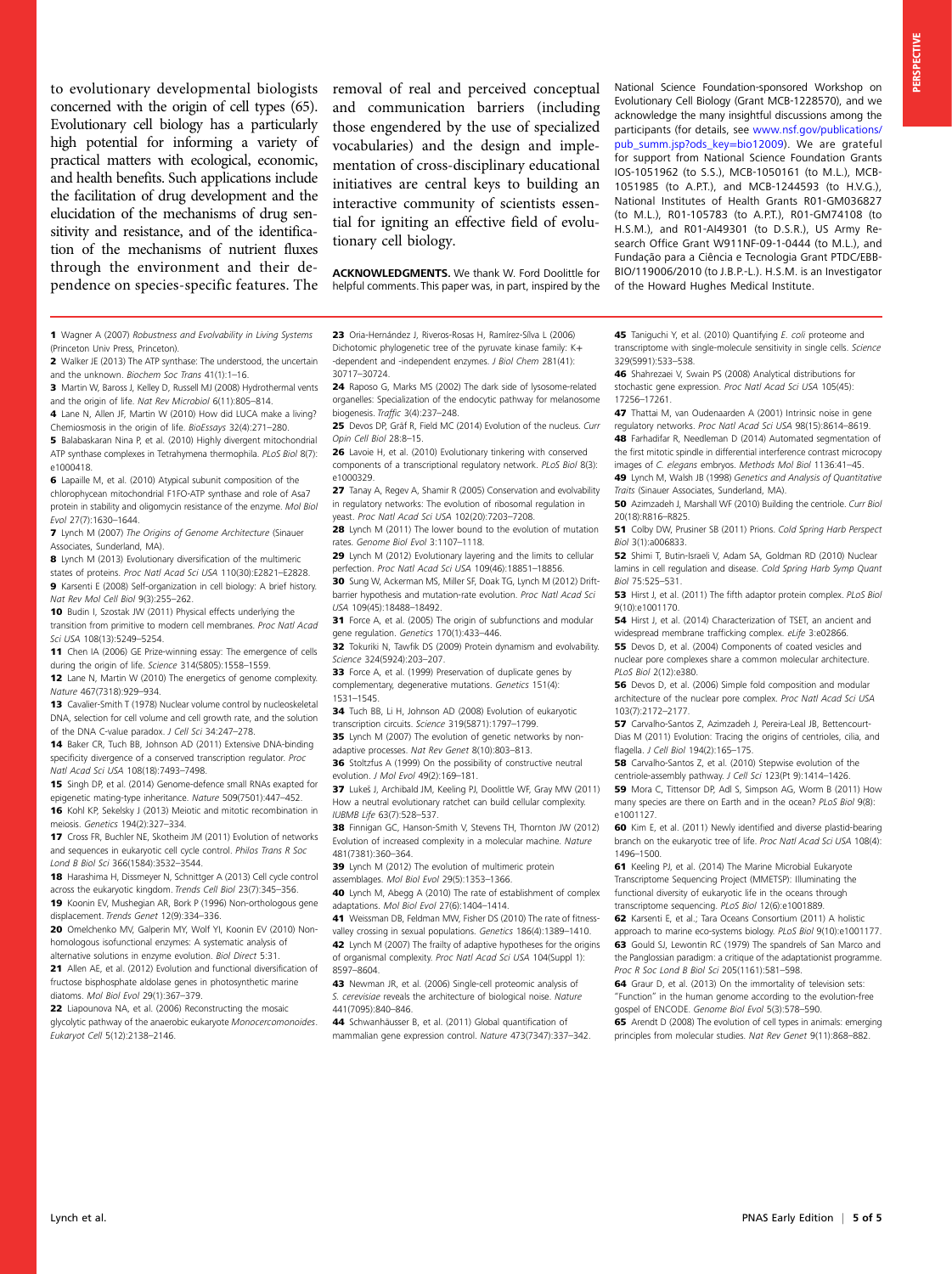to evolutionary developmental biologists concerned with the origin of cell types (65). Evolutionary cell biology has a particularly high potential for informing a variety of practical matters with ecological, economic, and health benefits. Such applications include the facilitation of drug development and the elucidation of the mechanisms of drug sensitivity and resistance, and of the identification of the mechanisms of nutrient fluxes through the environment and their dependence on species-specific features. The removal of real and perceived conceptual and communication barriers (including those engendered by the use of specialized vocabularies) and the design and implementation of cross-disciplinary educational initiatives are central keys to building an interactive community of scientists essential for igniting an effective field of evolutionary cell biology.

**ACKNOWLEDGMENTS.** We thank W. Ford Doolittle for helpful comments. This paper was, in part, inspired by the National Science Foundation-sponsored Workshop on Evolutionary Cell Biology (Grant MCB-1228570), and we acknowledge the many insightful discussions among the participants (for details, see www.nsf.gov/publications/pub_summ.jsp?ods_key=bio12009). We are grateful for support from National Science Foundation Grants IOS-1051962 (to S.S.), MCB-1050161 (to M.L.), MCB-1051985 (to A.P.T.), and MCB-1244593 (to H.V.G.), National Institutes of Health Grants R01-GM036827 (to M.L.), R01-105783 (to A.P.T.), R01-GM74108 (to H.S.M.), and R01-AI49301 (to D.S.R.), US Army Research Office Grant W911NF-09-1-0444 (to M.L.), and Fundação para a Ciência e Tecnologia Grant PTDC/EBB-BIO/119006/2010 (to J.B.P.-L.). H.S.M. is an Investigator of the Howard Hughes Medical Institute.

1 Wagner A (2007) *Robustness and Evolvability in Living Systems* (Princeton Univ Press, Princeton).
2 Walker JE (2013) The ATP synthase: The understood, the uncertain and the unknown. *Biochem Soc Trans* 41(1):1–16.
3 Martin W, Baross J, Kelley D, Russell MJ (2008) Hydrothermal vents and the origin of life. *Nat Rev Microbiol* 6(11):805–814.
4 Lane N, Allen JF, Martin W (2010) How did LUCA make a living? Chemiosmosis in the origin of life. *BioEssays* 32(4):271–280.
5 Balabaskaran Nina P, et al. (2010) Highly divergent mitochondrial ATP synthase complexes in Tetrahymena thermophila. *PLoS Biol* 8(7):e1000418.
6 Lapaille M, et al. (2010) Atypical subunit composition of the chlorophycean mitochondrial F1FO-ATP synthase and role of Asa7 protein in stability and oligomycin resistance of the enzyme. *Mol Biol Evol* 27(7):1630–1644.
7 Lynch M (2007) *The Origins of Genome Architecture* (Sinauer Associates, Sunderland, MA).
8 Lynch M (2013) Evolutionary diversification of the multimeric states of proteins. *Proc Natl Acad Sci USA* 110(30):E2821–E2828.
9 Karsenti E (2008) Self-organization in cell biology: A brief history. *Nat Rev Mol Cell Biol* 9(3):255–262.
10 Budin I, Szostak JW (2011) Physical effects underlying the transition from primitive to modern cell membranes. *Proc Natl Acad Sci USA* 108(13):5249–5254.
11 Chen IA (2006) GE Prize-winning essay: The emergence of cells during the origin of life. *Science* 314(5805):1558–1559.
12 Lane N, Martin W (2010) The energetics of genome complexity. *Nature* 467(7318):929–934.
13 Cavalier-Smith T (1978) Nuclear volume control by nucleoskeletal DNA, selection for cell volume and cell growth rate, and the solution of the DNA C-value paradox. *J Cell Sci* 34:247–278.
14 Baker CR, Tuch BB, Johnson AD (2011) Extensive DNA-binding specificity divergence of a conserved transcription regulator. *Proc Natl Acad Sci USA* 108(18):7493–7498.
15 Singh DP, et al. (2014) Genome-defence small RNAs exapted for epigenetic mating-type inheritance. *Nature* 509(7501):447–452.
16 Kohl KP, Sekelsky J (2013) Meiotic and mitotic recombination in meiosis. *Genetics* 194(2):327–334.
17 Cross FR, Buchler NE, Skotheim JM (2011) Evolution of networks and sequences in eukaryotic cell cycle control. *Philos Trans R Soc Lond B Biol Sci* 366(1584):3532–3544.
18 Harashima H, Dissmeyer N, Schnittger A (2013) Cell cycle control across the eukaryotic kingdom. *Trends Cell Biol* 23(7):345–356.
19 Koonin EV, Mushegian AR, Bork P (1996) Non-orthologous gene displacement. *Trends Genet* 12(9):334–336.
20 Omelchenko MV, Galperin MY, Wolf YI, Koonin EV (2010) Non-homologous isofunctional enzymes: A systematic analysis of alternative solutions in enzyme evolution. *Biol Direct* 5:31.
21 Allen AE, et al. (2012) Evolution and functional diversification of fructose bisphosphate aldolase genes in photosynthetic marine diatoms. *Mol Biol Evol* 29(1):367–379.
22 Liapounova NA, et al. (2006) Reconstructing the mosaic glycolytic pathway of the anaerobic eukaryote *Monocercomonoides*. *Eukaryot Cell* 5(12):2138–2146.
23 Oria-Hernández J, Riveros-Rosas H, Ramírez-Silva L (2006) Dichotomic phylogenetic tree of the pyruvate kinase family: K+ -dependent and -independent enzymes. *J Biol Chem* 281(41):30717–30724.
24 Raposo G, Marks MS (2002) The dark side of lysosome-related organelles: Specialization of the endocytic pathway for melanosome biogenesis. *Traffic* 3(4):237–248.
25 Devos DP, Gräf R, Field MC (2014) Evolution of the nucleus. *Curr Opin Cell Biol* 28:8–15.
26 Lavoie H, et al. (2010) Evolutionary tinkering with conserved components of a transcriptional regulatory network. *PLoS Biol* 8(3):e1000329.
27 Tanay A, Regev A, Shamir R (2005) Conservation and evolvability in regulatory networks: The evolution of ribosomal regulation in yeast. *Proc Natl Acad Sci USA* 102(20):7203–7208.
28 Lynch M (2011) The lower bound to the evolution of mutation rates. *Genome Biol Evol* 3:1107–1118.
29 Lynch M (2012) Evolutionary layering and the limits to cellular perfection. *Proc Natl Acad Sci USA* 109(46):18851–18856.
30 Sung W, Ackerman MS, Miller SF, Doak TG, Lynch M (2012) Drift-barrier hypothesis and mutation-rate evolution. *Proc Natl Acad Sci USA* 109(45):18488–18492.
31 Force A, et al. (2005) The origin of subfunctions and modular gene regulation. *Genetics* 170(1):433–446.
32 Tokuriki N, Tawfik DS (2009) Protein dynamism and evolvability. *Science* 324(5924):203–207.
33 Force A, et al. (1999) Preservation of duplicate genes by complementary, degenerative mutations. *Genetics* 151(4):1531–1545.
34 Tuch BB, Li H, Johnson AD (2008) Evolution of eukaryotic transcription circuits. *Science* 319(5871):1797–1799.
35 Lynch M (2007) The evolution of genetic networks by non-adaptive processes. *Nat Rev Genet* 8(10):803–813.
36 Stoltzfus A (1999) On the possibility of constructive neutral evolution. *J Mol Evol* 49(2):169–181.
37 Lukeš J, Archibald JM, Keeling PJ, Doolittle WF, Gray MW (2011) How a neutral evolutionary ratchet can build cellular complexity. *IUBMB Life* 63(7):528–537.
38 Finnigan GC, Hanson-Smith V, Stevens TH, Thornton JW (2012) Evolution of increased complexity in a molecular machine. *Nature* 481(7381):360–364.
39 Lynch M (2012) The evolution of multimeric protein assemblages. *Mol Biol Evol* 29(5):1353–1366.
40 Lynch M, Abegg A (2010) The rate of establishment of complex adaptations. *Mol Biol Evol* 27(6):1404–1414.
41 Weissman DB, Feldman MW, Fisher DS (2010) The rate of fitness-valley crossing in sexual populations. *Genetics* 186(4):1389–1410.
42 Lynch M (2007) The frailty of adaptive hypotheses for the origins of organismal complexity. *Proc Natl Acad Sci USA* 104(Suppl 1):8597–8604.
43 Newman JR, et al. (2006) Single-cell proteomic analysis of *S. cerevisiae* reveals the architecture of biological noise. *Nature* 441(7095):840–846.
44 Schwanhäusser B, et al. (2011) Global quantification of mammalian gene expression control. *Nature* 473(7347):337–342.
45 Taniguchi Y, et al. (2010) Quantifying *E. coli* proteome and transcriptome with single-molecule sensitivity in single cells. *Science* 329(5991):533–538.
46 Shahrezaei V, Swain PS (2008) Analytical distributions for stochastic gene expression. *Proc Natl Acad Sci USA* 105(45):17256–17261.
47 Thattai M, van Oudenaarden A (2001) Intrinsic noise in gene regulatory networks. *Proc Natl Acad Sci USA* 98(15):8614–8619.
48 Farhadifar R, Needleman D (2014) Automated segmentation of the first mitotic spindle in differential interference contrast microcopy images of *C. elegans* embryos. *Methods Mol Biol* 1136:41–45.
49 Lynch M, Walsh JB (1998) *Genetics and Analysis of Quantitative Traits* (Sinauer Associates, Sunderland, MA).
50 Azimzadeh J, Marshall WF (2010) Building the centriole. *Curr Biol* 20(18):R816–R825.
51 Colby DW, Prusiner SB (2011) Prions. *Cold Spring Harb Perspect Biol* 3(1):a006833.
52 Shimi T, Butin-Israeli V, Adam SA, Goldman RD (2010) Nuclear lamins in cell regulation and disease. *Cold Spring Harb Symp Quant Biol* 75:525–531.
53 Hirst J, et al. (2011) The fifth adaptor protein complex. *PLoS Biol* 9(10):e1001170.
54 Hirst J, et al. (2014) Characterization of TSET, an ancient and widespread membrane trafficking complex. *eLife* 3:e02866.
55 Devos D, et al. (2004) Components of coated vesicles and nuclear pore complexes share a common molecular architecture. *PLoS Biol* 2(12):e380.
56 Devos D, et al. (2006) Simple fold composition and modular architecture of the nuclear pore complex. *Proc Natl Acad Sci USA* 103(7):2172–2177.
57 Carvalho-Santos Z, Azimzadeh J, Pereira-Leal JB, Bettencourt-Dias M (2011) Evolution: Tracing the origins of centrioles, cilia, and flagella. *J Cell Biol* 194(2):165–175.
58 Carvalho-Santos Z, et al. (2010) Stepwise evolution of the centriole-assembly pathway. *J Cell Sci* 123(Pt 9):1414–1426.
59 Mora C, Tittensor DP, Adl S, Simpson AG, Worm B (2011) How many species are there on Earth and in the ocean? *PLoS Biol* 9(8):e1001127.
60 Kim E, et al. (2011) Newly identified and diverse plastid-bearing branch on the eukaryotic tree of life. *Proc Natl Acad Sci USA* 108(4):1496–1500.
61 Keeling PJ, et al. (2014) The Marine Microbial Eukaryote Transcriptome Sequencing Project (MMETSP): Illuminating the functional diversity of eukaryotic life in the oceans through transcriptome sequencing. *PLoS Biol* 12(6):e1001889.
62 Karsenti E, et al.; Tara Oceans Consortium (2011) A holistic approach to marine eco-systems biology. *PLoS Biol* 9(10):e1001177.
63 Gould SJ, Lewontin RC (1979) The spandrels of San Marco and the Panglossian paradigm: a critique of the adaptationist programme. *Proc R Soc Lond B Biol Sci* 205(1161):581–598.
64 Graur D, et al. (2013) On the immortality of television sets: "Function" in the human genome according to the evolution-free gospel of ENCODE. *Genome Biol Evol* 5(3):578–590.
65 Arendt D (2008) The evolution of cell types in animals: emerging principles from molecular studies. *Nat Rev Genet* 9(11):868–882.